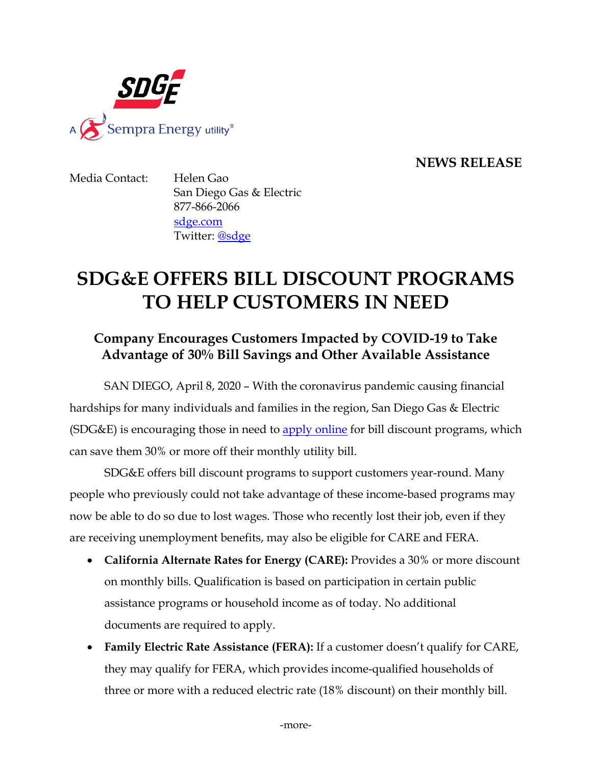**NEWS RELEASE**

Media Contact: Helen Gao
San Diego Gas & Electric
877-866-2066
[sdge.com](sdge.com)
Twitter: [@sdge](@sdge)

# SDG&E OFFERS BILL DISCOUNT PROGRAMS TO HELP CUSTOMERS IN NEED

## Company Encourages Customers Impacted by COVID-19 to Take Advantage of 30% Bill Savings and Other Available Assistance

SAN DIEGO, April 8, 2020 – With the coronavirus pandemic causing financial hardships for many individuals and families in the region, San Diego Gas & Electric (SDG&E) is encouraging those in need to apply online for bill discount programs, which can save them 30% or more off their monthly utility bill.

SDG&E offers bill discount programs to support customers year-round. Many people who previously could not take advantage of these income-based programs may now be able to do so due to lost wages. Those who recently lost their job, even if they are receiving unemployment benefits, may also be eligible for CARE and FERA.

- **California Alternate Rates for Energy (CARE):** Provides a 30% or more discount on monthly bills. Qualification is based on participation in certain public assistance programs or household income as of today. No additional documents are required to apply.
- **Family Electric Rate Assistance (FERA):** If a customer doesn't qualify for CARE, they may qualify for FERA, which provides income-qualified households of three or more with a reduced electric rate (18% discount) on their monthly bill.

-more-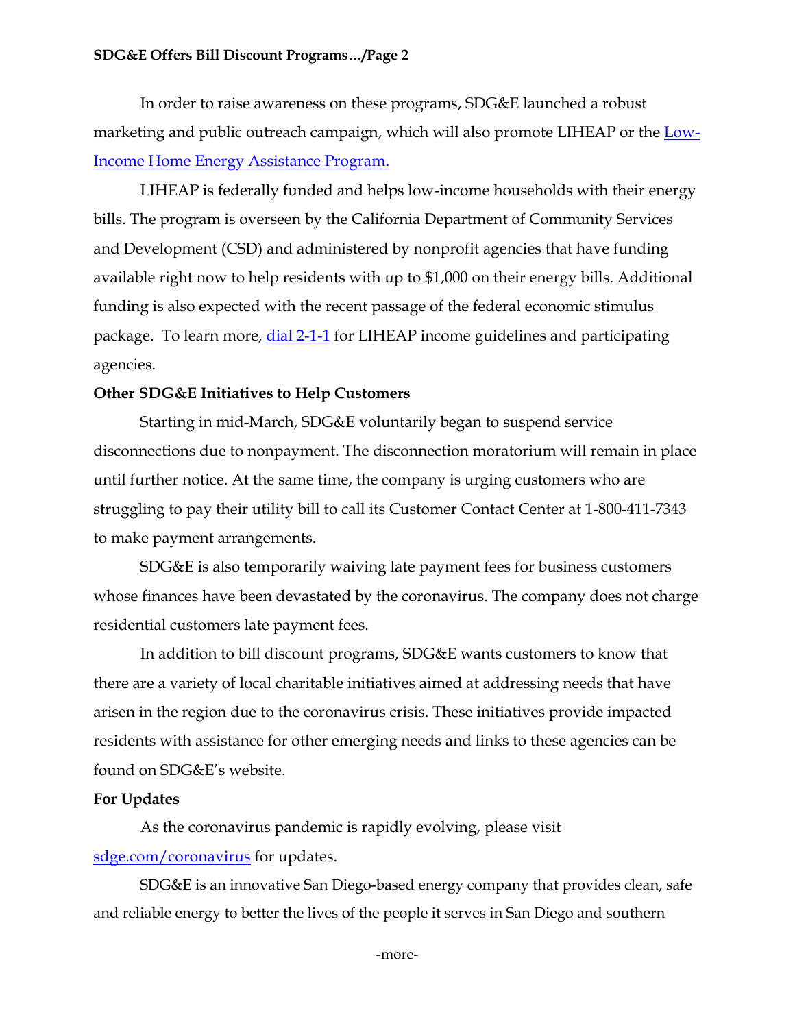In order to raise awareness on these programs, SDG&E launched a robust marketing and public outreach campaign, which will also promote LIHEAP or the Low-Income Home Energy Assistance Program.

LIHEAP is federally funded and helps low-income households with their energy bills. The program is overseen by the California Department of Community Services and Development (CSD) and administered by nonprofit agencies that have funding available right now to help residents with up to $1,000 on their energy bills. Additional funding is also expected with the recent passage of the federal economic stimulus package. To learn more, dial 2-1-1 for LIHEAP income guidelines and participating agencies.

**Other SDG&E Initiatives to Help Customers**

Starting in mid-March, SDG&E voluntarily began to suspend service disconnections due to nonpayment. The disconnection moratorium will remain in place until further notice. At the same time, the company is urging customers who are struggling to pay their utility bill to call its Customer Contact Center at 1-800-411-7343 to make payment arrangements.

SDG&E is also temporarily waiving late payment fees for business customers whose finances have been devastated by the coronavirus. The company does not charge residential customers late payment fees.

In addition to bill discount programs, SDG&E wants customers to know that there are a variety of local charitable initiatives aimed at addressing needs that have arisen in the region due to the coronavirus crisis. These initiatives provide impacted residents with assistance for other emerging needs and links to these agencies can be found on SDG&E's website.

**For Updates**

As the coronavirus pandemic is rapidly evolving, please visit sdge.com/coronavirus for updates.

SDG&E is an innovative San Diego-based energy company that provides clean, safe and reliable energy to better the lives of the people it serves in San Diego and southern

-more-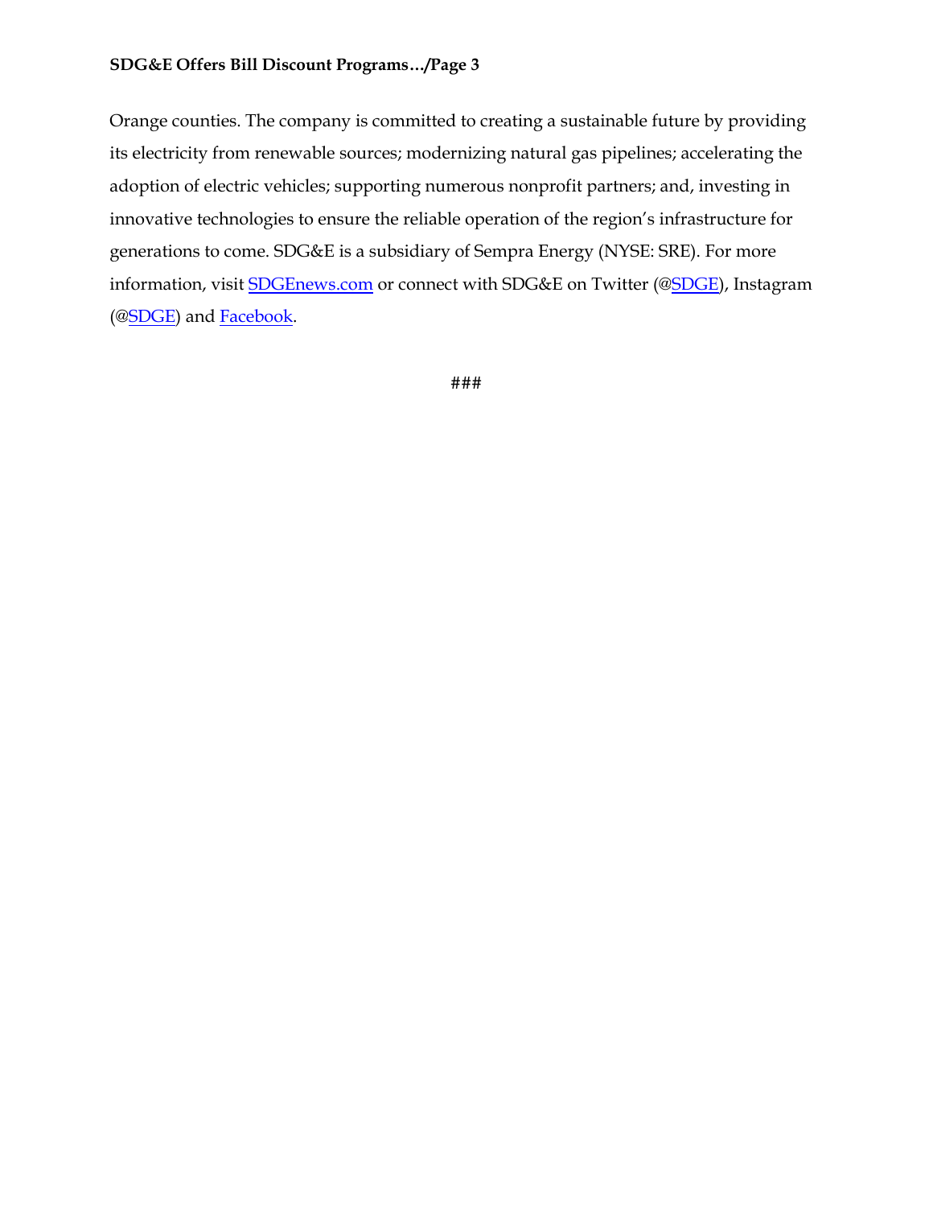Orange counties. The company is committed to creating a sustainable future by providing its electricity from renewable sources; modernizing natural gas pipelines; accelerating the adoption of electric vehicles; supporting numerous nonprofit partners; and, investing in innovative technologies to ensure the reliable operation of the region's infrastructure for generations to come. SDG&E is a subsidiary of Sempra Energy (NYSE: SRE). For more information, visit SDGEnews.com or connect with SDG&E on Twitter (@SDGE), Instagram (@SDGE) and Facebook.

###